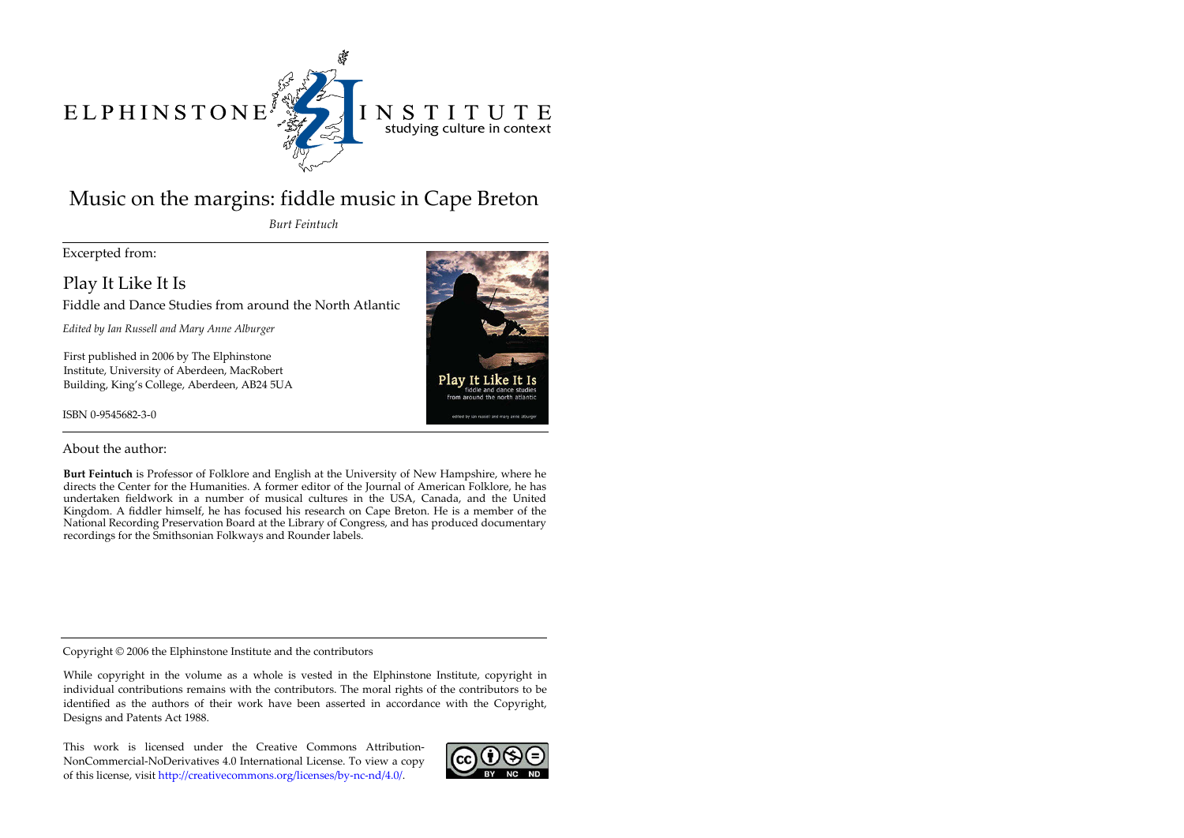ELPHINSTONE INSTITUTE
studying culture in context

# Music on the margins: fiddle music in Cape Breton

*Burt Feintuch*

Excerpted from:

## Play It Like It Is

Fiddle and Dance Studies from around the North Atlantic

*Edited by Ian Russell and Mary Anne Alburger*

First published in 2006 by The Elphinstone Institute, University of Aberdeen, MacRobert Building, King's College, Aberdeen, AB24 5UA

ISBN 0-9545682-3-0

About the author:

**Burt Feintuch** is Professor of Folklore and English at the University of New Hampshire, where he directs the Center for the Humanities. A former editor of the Journal of American Folklore, he has undertaken fieldwork in a number of musical cultures in the USA, Canada, and the United Kingdom. A fiddler himself, he has focused his research on Cape Breton. He is a member of the National Recording Preservation Board at the Library of Congress, and has produced documentary recordings for the Smithsonian Folkways and Rounder labels.

Copyright © 2006 the Elphinstone Institute and the contributors

While copyright in the volume as a whole is vested in the Elphinstone Institute, copyright in individual contributions remains with the contributors. The moral rights of the contributors to be identified as the authors of their work have been asserted in accordance with the Copyright, Designs and Patents Act 1988.

This work is licensed under the Creative Commons Attribution-NonCommercial-NoDerivatives 4.0 International License. To view a copy of this license, visit http://creativecommons.org/licenses/by-nc-nd/4.0/.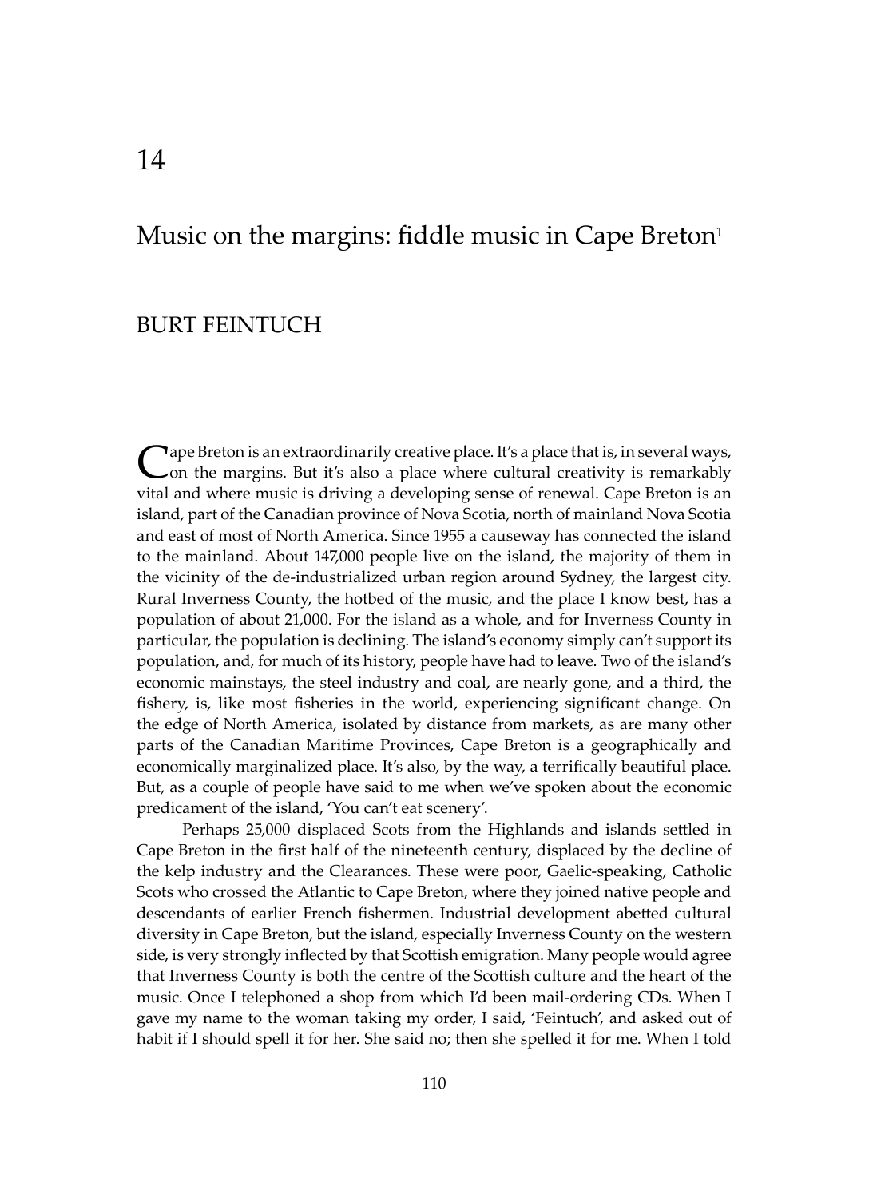14

# Music on the margins: fiddle music in Cape Breton[1]

## BURT FEINTUCH

Cape Breton is an extraordinarily creative place. It's a place that is, in several ways, on the margins. But it's also a place where cultural creativity is remarkably vital and where music is driving a developing sense of renewal. Cape Breton is an island, part of the Canadian province of Nova Scotia, north of mainland Nova Scotia and east of most of North America. Since 1955 a causeway has connected the island to the mainland. About 147,000 people live on the island, the majority of them in the vicinity of the de-industrialized urban region around Sydney, the largest city. Rural Inverness County, the hotbed of the music, and the place I know best, has a population of about 21,000. For the island as a whole, and for Inverness County in particular, the population is declining. The island's economy simply can't support its population, and, for much of its history, people have had to leave. Two of the island's economic mainstays, the steel industry and coal, are nearly gone, and a third, the fishery, is, like most fisheries in the world, experiencing significant change. On the edge of North America, isolated by distance from markets, as are many other parts of the Canadian Maritime Provinces, Cape Breton is a geographically and economically marginalized place. It's also, by the way, a terrifically beautiful place. But, as a couple of people have said to me when we've spoken about the economic predicament of the island, 'You can't eat scenery'.

Perhaps 25,000 displaced Scots from the Highlands and islands settled in Cape Breton in the first half of the nineteenth century, displaced by the decline of the kelp industry and the Clearances. These were poor, Gaelic-speaking, Catholic Scots who crossed the Atlantic to Cape Breton, where they joined native people and descendants of earlier French fishermen. Industrial development abetted cultural diversity in Cape Breton, but the island, especially Inverness County on the western side, is very strongly inflected by that Scottish emigration. Many people would agree that Inverness County is both the centre of the Scottish culture and the heart of the music. Once I telephoned a shop from which I'd been mail-ordering CDs. When I gave my name to the woman taking my order, I said, 'Feintuch', and asked out of habit if I should spell it for her. She said no; then she spelled it for me. When I told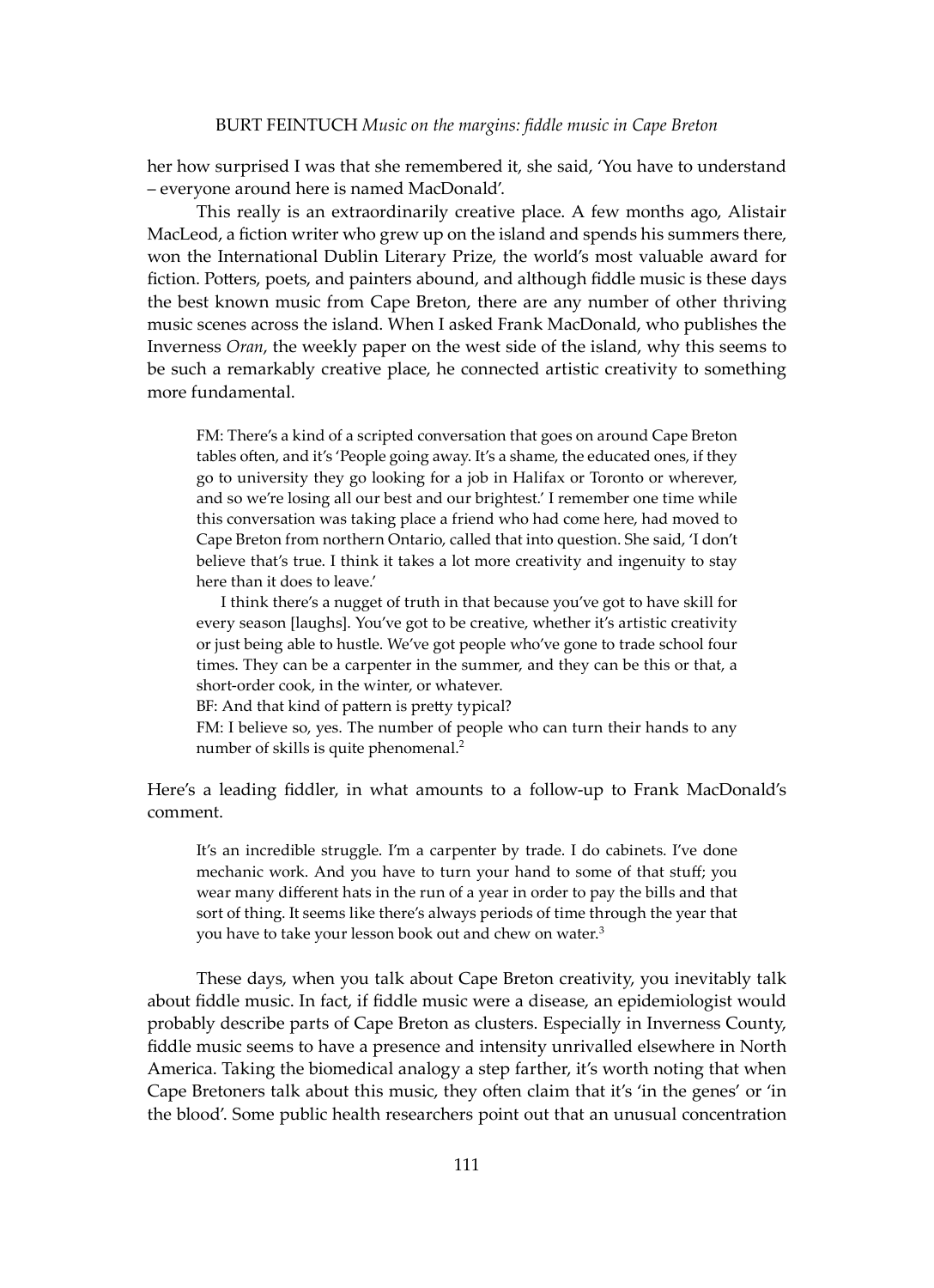her how surprised I was that she remembered it, she said, 'You have to understand – everyone around here is named MacDonald'.

This really is an extraordinarily creative place. A few months ago, Alistair MacLeod, a fiction writer who grew up on the island and spends his summers there, won the International Dublin Literary Prize, the world's most valuable award for fiction. Potters, poets, and painters abound, and although fiddle music is these days the best known music from Cape Breton, there are any number of other thriving music scenes across the island. When I asked Frank MacDonald, who publishes the Inverness *Oran*, the weekly paper on the west side of the island, why this seems to be such a remarkably creative place, he connected artistic creativity to something more fundamental.

> FM: There's a kind of a scripted conversation that goes on around Cape Breton tables often, and it's 'People going away. It's a shame, the educated ones, if they go to university they go looking for a job in Halifax or Toronto or wherever, and so we're losing all our best and our brightest.' I remember one time while this conversation was taking place a friend who had come here, had moved to Cape Breton from northern Ontario, called that into question. She said, 'I don't believe that's true. I think it takes a lot more creativity and ingenuity to stay here than it does to leave.'
>
> I think there's a nugget of truth in that because you've got to have skill for every season [laughs]. You've got to be creative, whether it's artistic creativity or just being able to hustle. We've got people who've gone to trade school four times. They can be a carpenter in the summer, and they can be this or that, a short-order cook, in the winter, or whatever.
>
> BF: And that kind of pattern is pretty typical?
>
> FM: I believe so, yes. The number of people who can turn their hands to any number of skills is quite phenomenal.[2]

Here's a leading fiddler, in what amounts to a follow-up to Frank MacDonald's comment.

> It's an incredible struggle. I'm a carpenter by trade. I do cabinets. I've done mechanic work. And you have to turn your hand to some of that stuff; you wear many different hats in the run of a year in order to pay the bills and that sort of thing. It seems like there's always periods of time through the year that you have to take your lesson book out and chew on water.[3]

These days, when you talk about Cape Breton creativity, you inevitably talk about fiddle music. In fact, if fiddle music were a disease, an epidemiologist would probably describe parts of Cape Breton as clusters. Especially in Inverness County, fiddle music seems to have a presence and intensity unrivalled elsewhere in North America. Taking the biomedical analogy a step farther, it's worth noting that when Cape Bretoners talk about this music, they often claim that it's 'in the genes' or 'in the blood'. Some public health researchers point out that an unusual concentration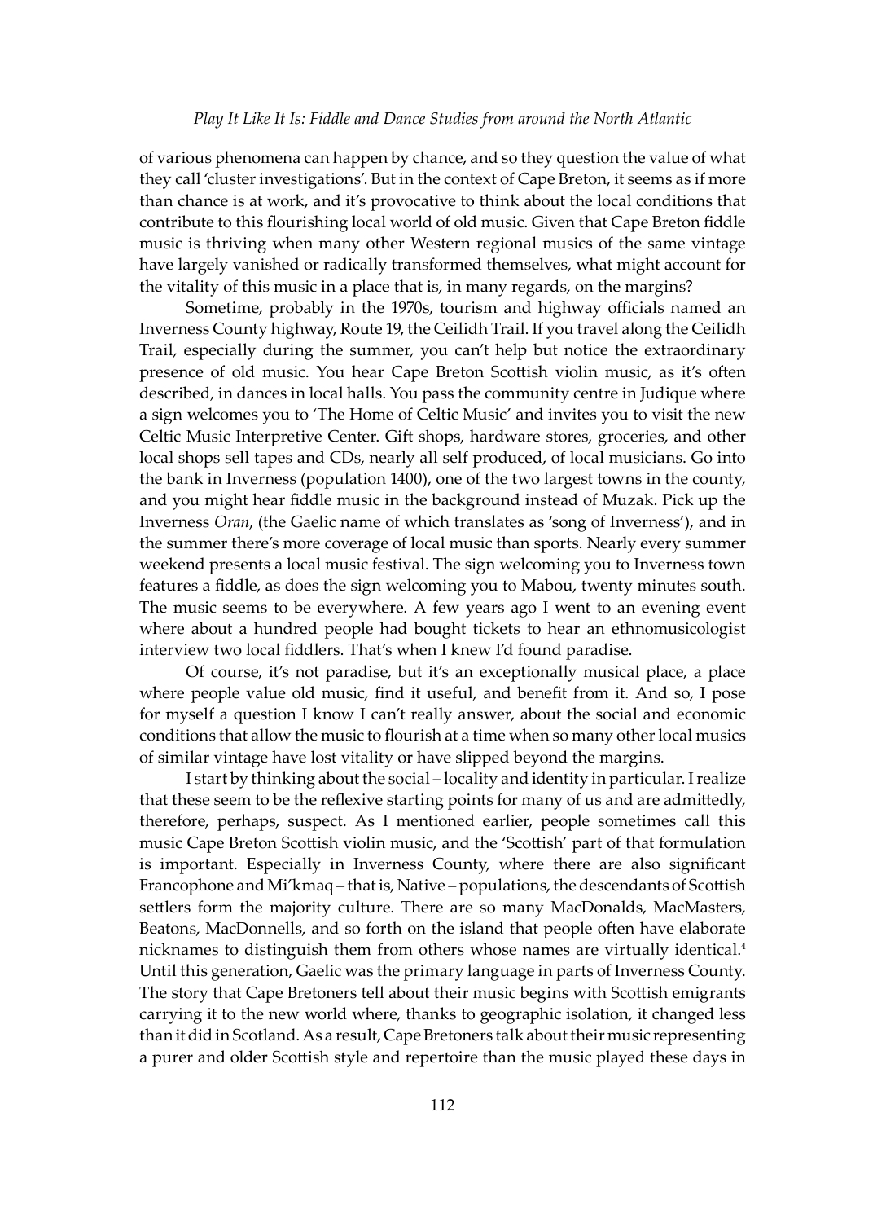of various phenomena can happen by chance, and so they question the value of what they call 'cluster investigations'. But in the context of Cape Breton, it seems as if more than chance is at work, and it's provocative to think about the local conditions that contribute to this flourishing local world of old music. Given that Cape Breton fiddle music is thriving when many other Western regional musics of the same vintage have largely vanished or radically transformed themselves, what might account for the vitality of this music in a place that is, in many regards, on the margins?

Sometime, probably in the 1970s, tourism and highway officials named an Inverness County highway, Route 19, the Ceilidh Trail. If you travel along the Ceilidh Trail, especially during the summer, you can't help but notice the extraordinary presence of old music. You hear Cape Breton Scottish violin music, as it's often described, in dances in local halls. You pass the community centre in Judique where a sign welcomes you to 'The Home of Celtic Music' and invites you to visit the new Celtic Music Interpretive Center. Gift shops, hardware stores, groceries, and other local shops sell tapes and CDs, nearly all self produced, of local musicians. Go into the bank in Inverness (population 1400), one of the two largest towns in the county, and you might hear fiddle music in the background instead of Muzak. Pick up the Inverness *Oran*, (the Gaelic name of which translates as 'song of Inverness'), and in the summer there's more coverage of local music than sports. Nearly every summer weekend presents a local music festival. The sign welcoming you to Inverness town features a fiddle, as does the sign welcoming you to Mabou, twenty minutes south. The music seems to be everywhere. A few years ago I went to an evening event where about a hundred people had bought tickets to hear an ethnomusicologist interview two local fiddlers. That's when I knew I'd found paradise.

Of course, it's not paradise, but it's an exceptionally musical place, a place where people value old music, find it useful, and benefit from it. And so, I pose for myself a question I know I can't really answer, about the social and economic conditions that allow the music to flourish at a time when so many other local musics of similar vintage have lost vitality or have slipped beyond the margins.

I start by thinking about the social – locality and identity in particular. I realize that these seem to be the reflexive starting points for many of us and are admittedly, therefore, perhaps, suspect. As I mentioned earlier, people sometimes call this music Cape Breton Scottish violin music, and the 'Scottish' part of that formulation is important. Especially in Inverness County, where there are also significant Francophone and Mi'kmaq – that is, Native – populations, the descendants of Scottish settlers form the majority culture. There are so many MacDonalds, MacMasters, Beatons, MacDonnells, and so forth on the island that people often have elaborate nicknames to distinguish them from others whose names are virtually identical.[4] Until this generation, Gaelic was the primary language in parts of Inverness County. The story that Cape Bretoners tell about their music begins with Scottish emigrants carrying it to the new world where, thanks to geographic isolation, it changed less than it did in Scotland. As a result, Cape Bretoners talk about their music representing a purer and older Scottish style and repertoire than the music played these days in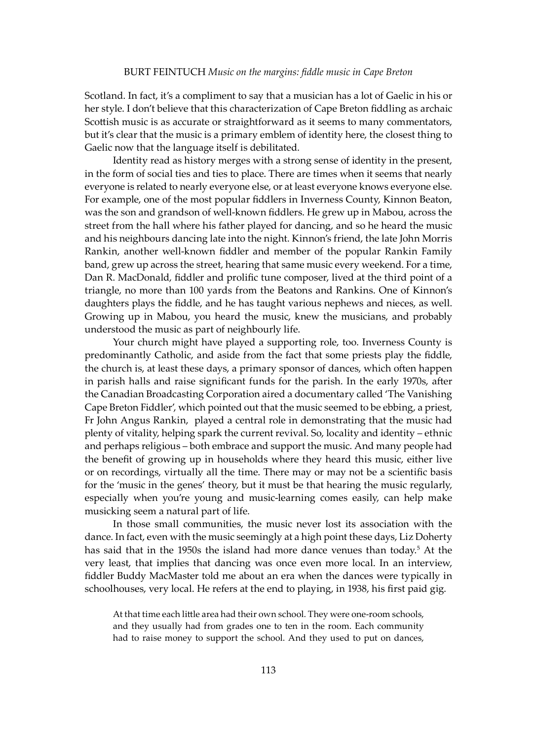Scotland. In fact, it's a compliment to say that a musician has a lot of Gaelic in his or her style. I don't believe that this characterization of Cape Breton fiddling as archaic Scottish music is as accurate or straightforward as it seems to many commentators, but it's clear that the music is a primary emblem of identity here, the closest thing to Gaelic now that the language itself is debilitated.

Identity read as history merges with a strong sense of identity in the present, in the form of social ties and ties to place. There are times when it seems that nearly everyone is related to nearly everyone else, or at least everyone knows everyone else. For example, one of the most popular fiddlers in Inverness County, Kinnon Beaton, was the son and grandson of well-known fiddlers. He grew up in Mabou, across the street from the hall where his father played for dancing, and so he heard the music and his neighbours dancing late into the night. Kinnon's friend, the late John Morris Rankin, another well-known fiddler and member of the popular Rankin Family band, grew up across the street, hearing that same music every weekend. For a time, Dan R. MacDonald, fiddler and prolific tune composer, lived at the third point of a triangle, no more than 100 yards from the Beatons and Rankins. One of Kinnon's daughters plays the fiddle, and he has taught various nephews and nieces, as well. Growing up in Mabou, you heard the music, knew the musicians, and probably understood the music as part of neighbourly life.

Your church might have played a supporting role, too. Inverness County is predominantly Catholic, and aside from the fact that some priests play the fiddle, the church is, at least these days, a primary sponsor of dances, which often happen in parish halls and raise significant funds for the parish. In the early 1970s, after the Canadian Broadcasting Corporation aired a documentary called 'The Vanishing Cape Breton Fiddler', which pointed out that the music seemed to be ebbing, a priest, Fr John Angus Rankin, played a central role in demonstrating that the music had plenty of vitality, helping spark the current revival. So, locality and identity – ethnic and perhaps religious – both embrace and support the music. And many people had the benefit of growing up in households where they heard this music, either live or on recordings, virtually all the time. There may or may not be a scientific basis for the 'music in the genes' theory, but it must be that hearing the music regularly, especially when you're young and music-learning comes easily, can help make musicking seem a natural part of life.

In those small communities, the music never lost its association with the dance. In fact, even with the music seemingly at a high point these days, Liz Doherty has said that in the 1950s the island had more dance venues than today.[5] At the very least, that implies that dancing was once even more local. In an interview, fiddler Buddy MacMaster told me about an era when the dances were typically in schoolhouses, very local. He refers at the end to playing, in 1938, his first paid gig.

> At that time each little area had their own school. They were one-room schools, and they usually had from grades one to ten in the room. Each community had to raise money to support the school. And they used to put on dances,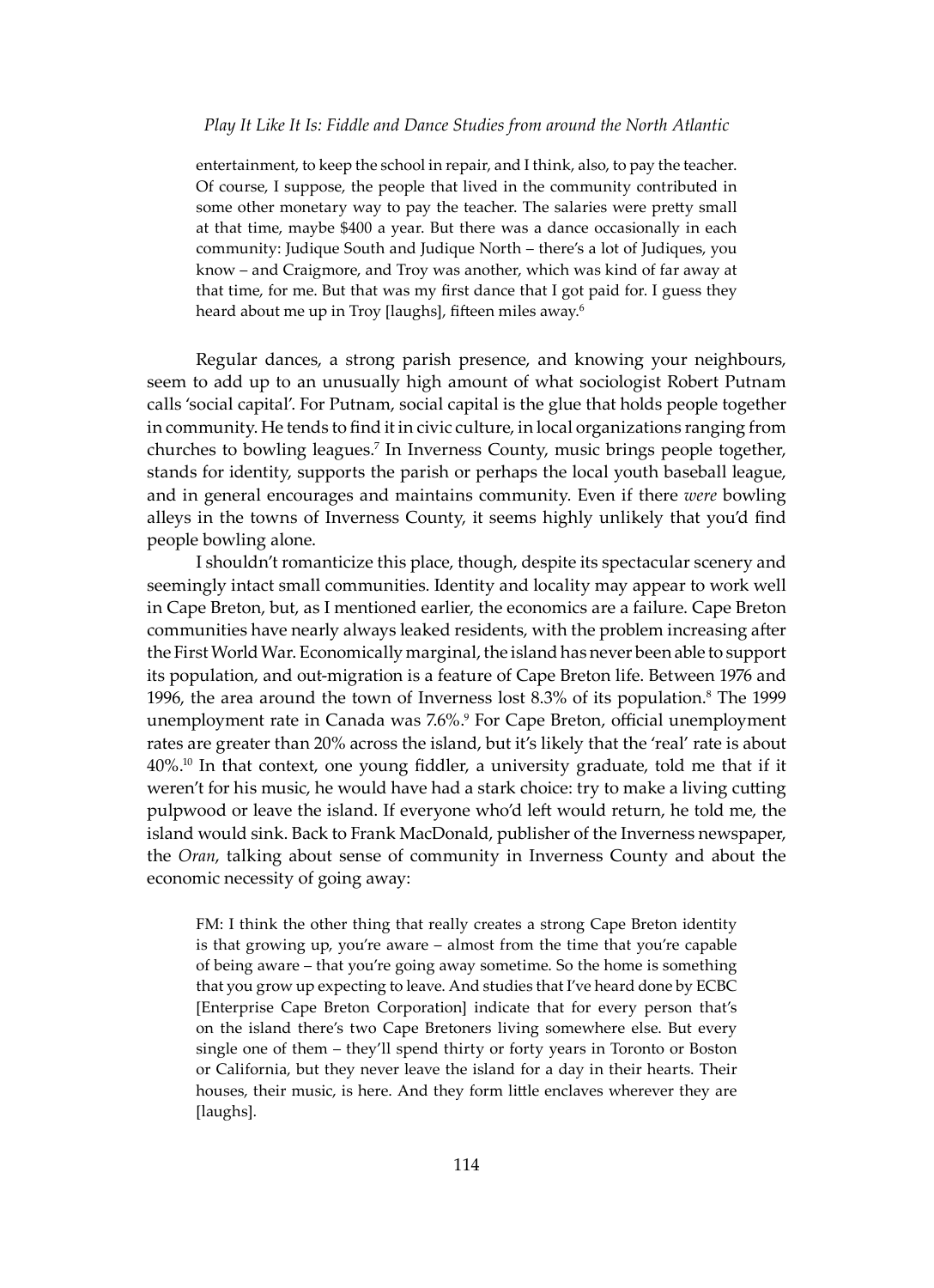> entertainment, to keep the school in repair, and I think, also, to pay the teacher. Of course, I suppose, the people that lived in the community contributed in some other monetary way to pay the teacher. The salaries were pretty small at that time, maybe $400 a year. But there was a dance occasionally in each community: Judique South and Judique North – there's a lot of Judiques, you know – and Craigmore, and Troy was another, which was kind of far away at that time, for me. But that was my first dance that I got paid for. I guess they heard about me up in Troy [laughs], fifteen miles away.[6]

Regular dances, a strong parish presence, and knowing your neighbours, seem to add up to an unusually high amount of what sociologist Robert Putnam calls 'social capital'. For Putnam, social capital is the glue that holds people together in community. He tends to find it in civic culture, in local organizations ranging from churches to bowling leagues.[7] In Inverness County, music brings people together, stands for identity, supports the parish or perhaps the local youth baseball league, and in general encourages and maintains community. Even if there *were* bowling alleys in the towns of Inverness County, it seems highly unlikely that you'd find people bowling alone.

I shouldn't romanticize this place, though, despite its spectacular scenery and seemingly intact small communities. Identity and locality may appear to work well in Cape Breton, but, as I mentioned earlier, the economics are a failure. Cape Breton communities have nearly always leaked residents, with the problem increasing after the First World War. Economically marginal, the island has never been able to support its population, and out-migration is a feature of Cape Breton life. Between 1976 and 1996, the area around the town of Inverness lost 8.3% of its population.[8] The 1999 unemployment rate in Canada was 7.6%.[9] For Cape Breton, official unemployment rates are greater than 20% across the island, but it's likely that the 'real' rate is about 40%.[10] In that context, one young fiddler, a university graduate, told me that if it weren't for his music, he would have had a stark choice: try to make a living cutting pulpwood or leave the island. If everyone who'd left would return, he told me, the island would sink. Back to Frank MacDonald, publisher of the Inverness newspaper, the *Oran*, talking about sense of community in Inverness County and about the economic necessity of going away:

> FM: I think the other thing that really creates a strong Cape Breton identity is that growing up, you're aware – almost from the time that you're capable of being aware – that you're going away sometime. So the home is something that you grow up expecting to leave. And studies that I've heard done by ECBC [Enterprise Cape Breton Corporation] indicate that for every person that's on the island there's two Cape Bretoners living somewhere else. But every single one of them – they'll spend thirty or forty years in Toronto or Boston or California, but they never leave the island for a day in their hearts. Their houses, their music, is here. And they form little enclaves wherever they are [laughs].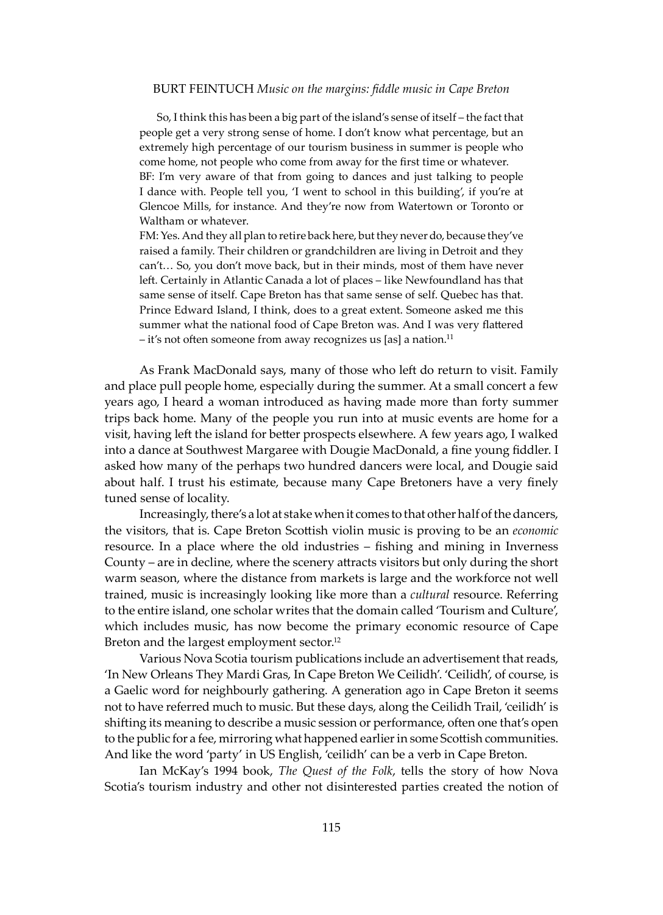So, I think this has been a big part of the island's sense of itself – the fact that people get a very strong sense of home. I don't know what percentage, but an extremely high percentage of our tourism business in summer is people who come home, not people who come from away for the first time or whatever.

> BF: I'm very aware of that from going to dances and just talking to people I dance with. People tell you, 'I went to school in this building', if you're at Glencoe Mills, for instance. And they're now from Watertown or Toronto or Waltham or whatever.
>
> FM: Yes. And they all plan to retire back here, but they never do, because they've raised a family. Their children or grandchildren are living in Detroit and they can't… So, you don't move back, but in their minds, most of them have never left. Certainly in Atlantic Canada a lot of places – like Newfoundland has that same sense of itself. Cape Breton has that same sense of self. Quebec has that. Prince Edward Island, I think, does to a great extent. Someone asked me this summer what the national food of Cape Breton was. And I was very flattered – it's not often someone from away recognizes us [as] a nation.[11]

As Frank MacDonald says, many of those who left do return to visit. Family and place pull people home, especially during the summer. At a small concert a few years ago, I heard a woman introduced as having made more than forty summer trips back home. Many of the people you run into at music events are home for a visit, having left the island for better prospects elsewhere. A few years ago, I walked into a dance at Southwest Margaree with Dougie MacDonald, a fine young fiddler. I asked how many of the perhaps two hundred dancers were local, and Dougie said about half. I trust his estimate, because many Cape Bretoners have a very finely tuned sense of locality.

Increasingly, there's a lot at stake when it comes to that other half of the dancers, the visitors, that is. Cape Breton Scottish violin music is proving to be an *economic* resource. In a place where the old industries – fishing and mining in Inverness County – are in decline, where the scenery attracts visitors but only during the short warm season, where the distance from markets is large and the workforce not well trained, music is increasingly looking like more than a *cultural* resource. Referring to the entire island, one scholar writes that the domain called 'Tourism and Culture', which includes music, has now become the primary economic resource of Cape Breton and the largest employment sector.[12]

Various Nova Scotia tourism publications include an advertisement that reads, 'In New Orleans They Mardi Gras, In Cape Breton We Ceilidh'. 'Ceilidh', of course, is a Gaelic word for neighbourly gathering. A generation ago in Cape Breton it seems not to have referred much to music. But these days, along the Ceilidh Trail, 'ceilidh' is shifting its meaning to describe a music session or performance, often one that's open to the public for a fee, mirroring what happened earlier in some Scottish communities. And like the word 'party' in US English, 'ceilidh' can be a verb in Cape Breton.

Ian McKay's 1994 book, *The Quest of the Folk*, tells the story of how Nova Scotia's tourism industry and other not disinterested parties created the notion of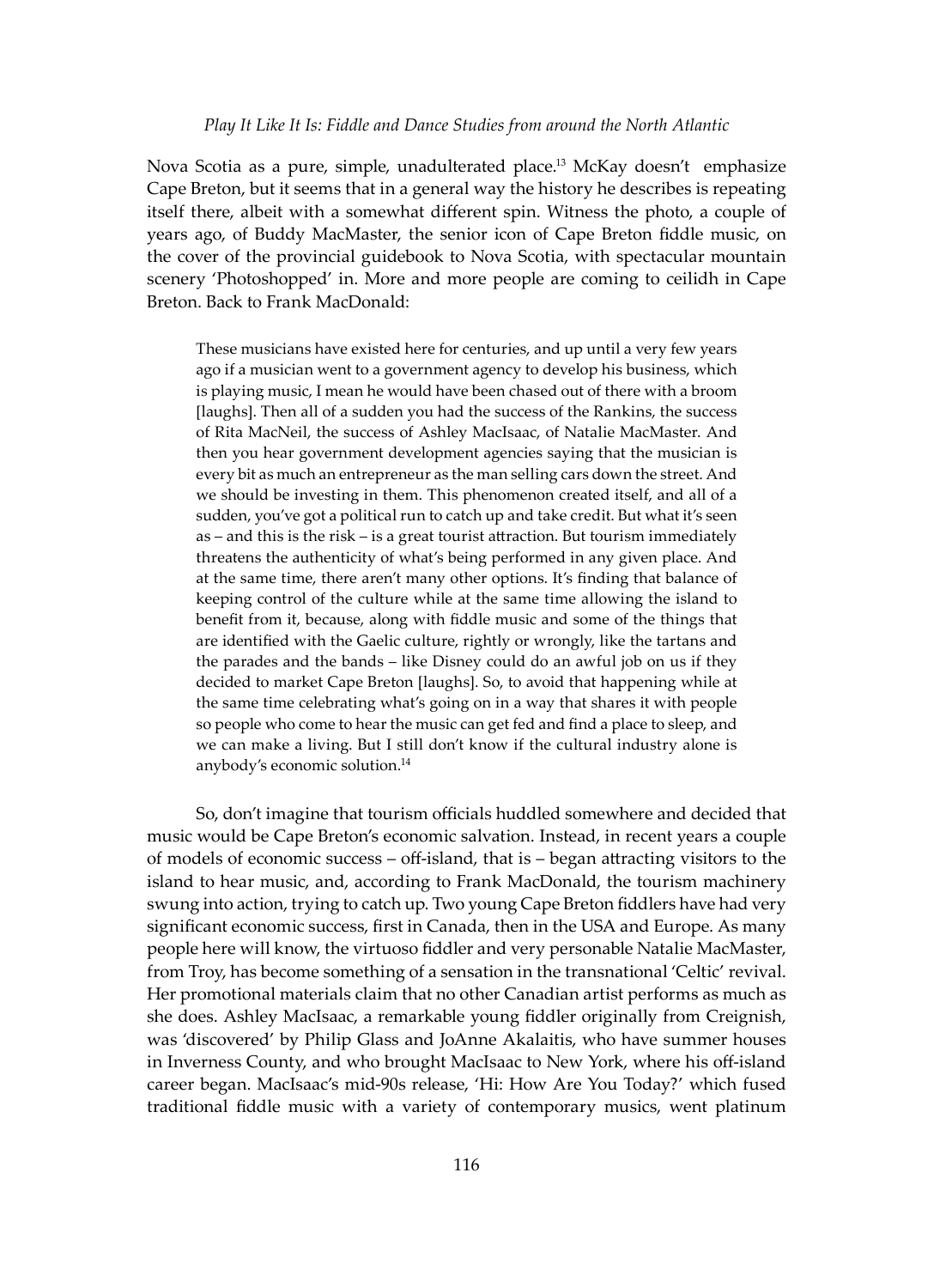Nova Scotia as a pure, simple, unadulterated place.[13] McKay doesn't emphasize Cape Breton, but it seems that in a general way the history he describes is repeating itself there, albeit with a somewhat different spin. Witness the photo, a couple of years ago, of Buddy MacMaster, the senior icon of Cape Breton fiddle music, on the cover of the provincial guidebook to Nova Scotia, with spectacular mountain scenery 'Photoshopped' in. More and more people are coming to ceilidh in Cape Breton. Back to Frank MacDonald:

> These musicians have existed here for centuries, and up until a very few years ago if a musician went to a government agency to develop his business, which is playing music, I mean he would have been chased out of there with a broom [laughs]. Then all of a sudden you had the success of the Rankins, the success of Rita MacNeil, the success of Ashley MacIsaac, of Natalie MacMaster. And then you hear government development agencies saying that the musician is every bit as much an entrepreneur as the man selling cars down the street. And we should be investing in them. This phenomenon created itself, and all of a sudden, you've got a political run to catch up and take credit. But what it's seen as – and this is the risk – is a great tourist attraction. But tourism immediately threatens the authenticity of what's being performed in any given place. And at the same time, there aren't many other options. It's finding that balance of keeping control of the culture while at the same time allowing the island to benefit from it, because, along with fiddle music and some of the things that are identified with the Gaelic culture, rightly or wrongly, like the tartans and the parades and the bands – like Disney could do an awful job on us if they decided to market Cape Breton [laughs]. So, to avoid that happening while at the same time celebrating what's going on in a way that shares it with people so people who come to hear the music can get fed and find a place to sleep, and we can make a living. But I still don't know if the cultural industry alone is anybody's economic solution.[14]

So, don't imagine that tourism officials huddled somewhere and decided that music would be Cape Breton's economic salvation. Instead, in recent years a couple of models of economic success – off-island, that is – began attracting visitors to the island to hear music, and, according to Frank MacDonald, the tourism machinery swung into action, trying to catch up. Two young Cape Breton fiddlers have had very significant economic success, first in Canada, then in the USA and Europe. As many people here will know, the virtuoso fiddler and very personable Natalie MacMaster, from Troy, has become something of a sensation in the transnational 'Celtic' revival. Her promotional materials claim that no other Canadian artist performs as much as she does. Ashley MacIsaac, a remarkable young fiddler originally from Creignish, was 'discovered' by Philip Glass and JoAnne Akalaitis, who have summer houses in Inverness County, and who brought MacIsaac to New York, where his off-island career began. MacIsaac's mid-90s release, 'Hi: How Are You Today?' which fused traditional fiddle music with a variety of contemporary musics, went platinum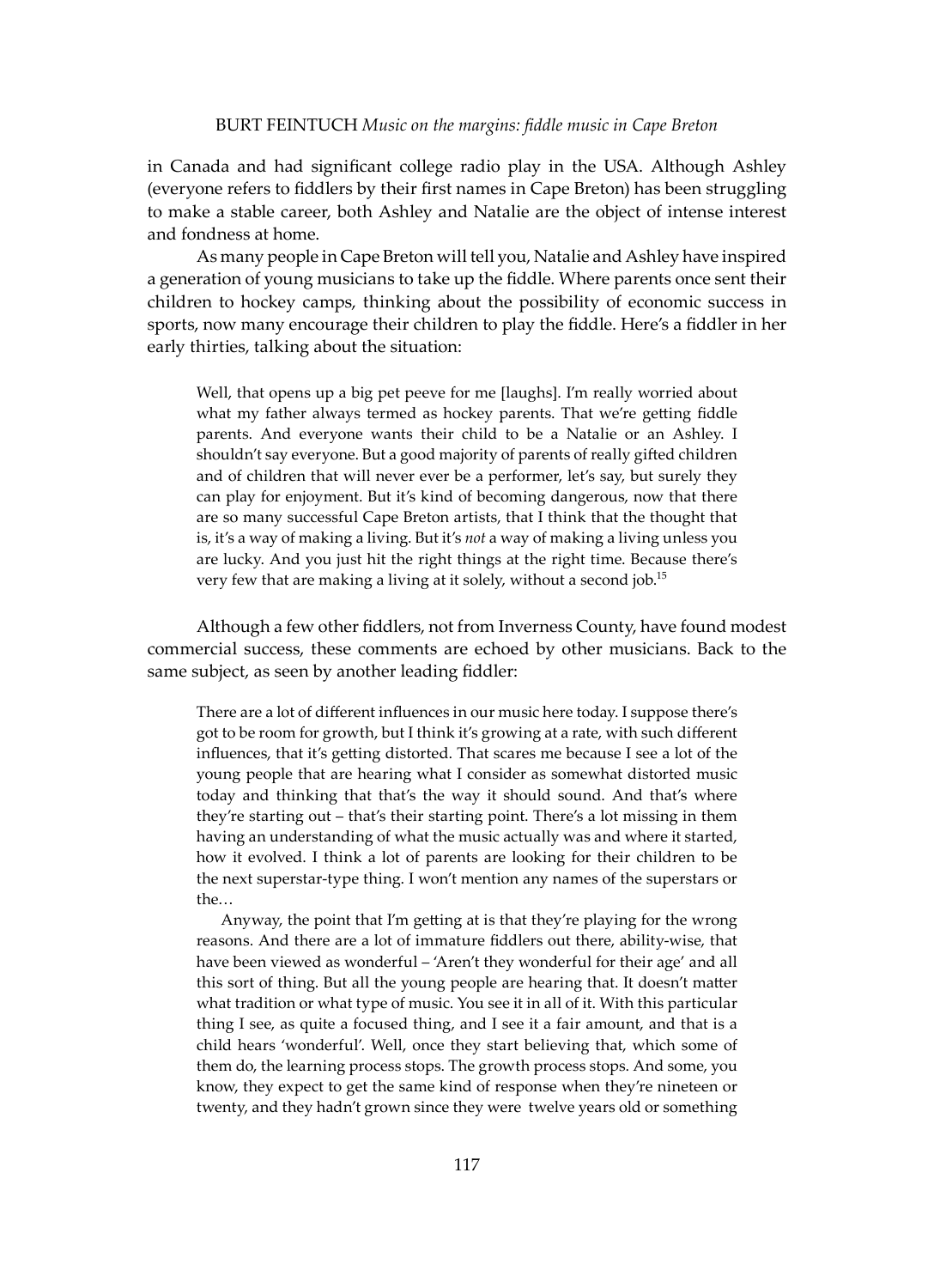in Canada and had significant college radio play in the USA. Although Ashley (everyone refers to fiddlers by their first names in Cape Breton) has been struggling to make a stable career, both Ashley and Natalie are the object of intense interest and fondness at home.

As many people in Cape Breton will tell you, Natalie and Ashley have inspired a generation of young musicians to take up the fiddle. Where parents once sent their children to hockey camps, thinking about the possibility of economic success in sports, now many encourage their children to play the fiddle. Here's a fiddler in her early thirties, talking about the situation:

> Well, that opens up a big pet peeve for me [laughs]. I'm really worried about what my father always termed as hockey parents. That we're getting fiddle parents. And everyone wants their child to be a Natalie or an Ashley. I shouldn't say everyone. But a good majority of parents of really gifted children and of children that will never ever be a performer, let's say, but surely they can play for enjoyment. But it's kind of becoming dangerous, now that there are so many successful Cape Breton artists, that I think that the thought that is, it's a way of making a living. But it's *not* a way of making a living unless you are lucky. And you just hit the right things at the right time. Because there's very few that are making a living at it solely, without a second job.[15]

Although a few other fiddlers, not from Inverness County, have found modest commercial success, these comments are echoed by other musicians. Back to the same subject, as seen by another leading fiddler:

> There are a lot of different influences in our music here today. I suppose there's got to be room for growth, but I think it's growing at a rate, with such different influences, that it's getting distorted. That scares me because I see a lot of the young people that are hearing what I consider as somewhat distorted music today and thinking that that's the way it should sound. And that's where they're starting out – that's their starting point. There's a lot missing in them having an understanding of what the music actually was and where it started, how it evolved. I think a lot of parents are looking for their children to be the next superstar-type thing. I won't mention any names of the superstars or the…
>
> Anyway, the point that I'm getting at is that they're playing for the wrong reasons. And there are a lot of immature fiddlers out there, ability-wise, that have been viewed as wonderful – 'Aren't they wonderful for their age' and all this sort of thing. But all the young people are hearing that. It doesn't matter what tradition or what type of music. You see it in all of it. With this particular thing I see, as quite a focused thing, and I see it a fair amount, and that is a child hears 'wonderful'. Well, once they start believing that, which some of them do, the learning process stops. The growth process stops. And some, you know, they expect to get the same kind of response when they're nineteen or twenty, and they hadn't grown since they were twelve years old or something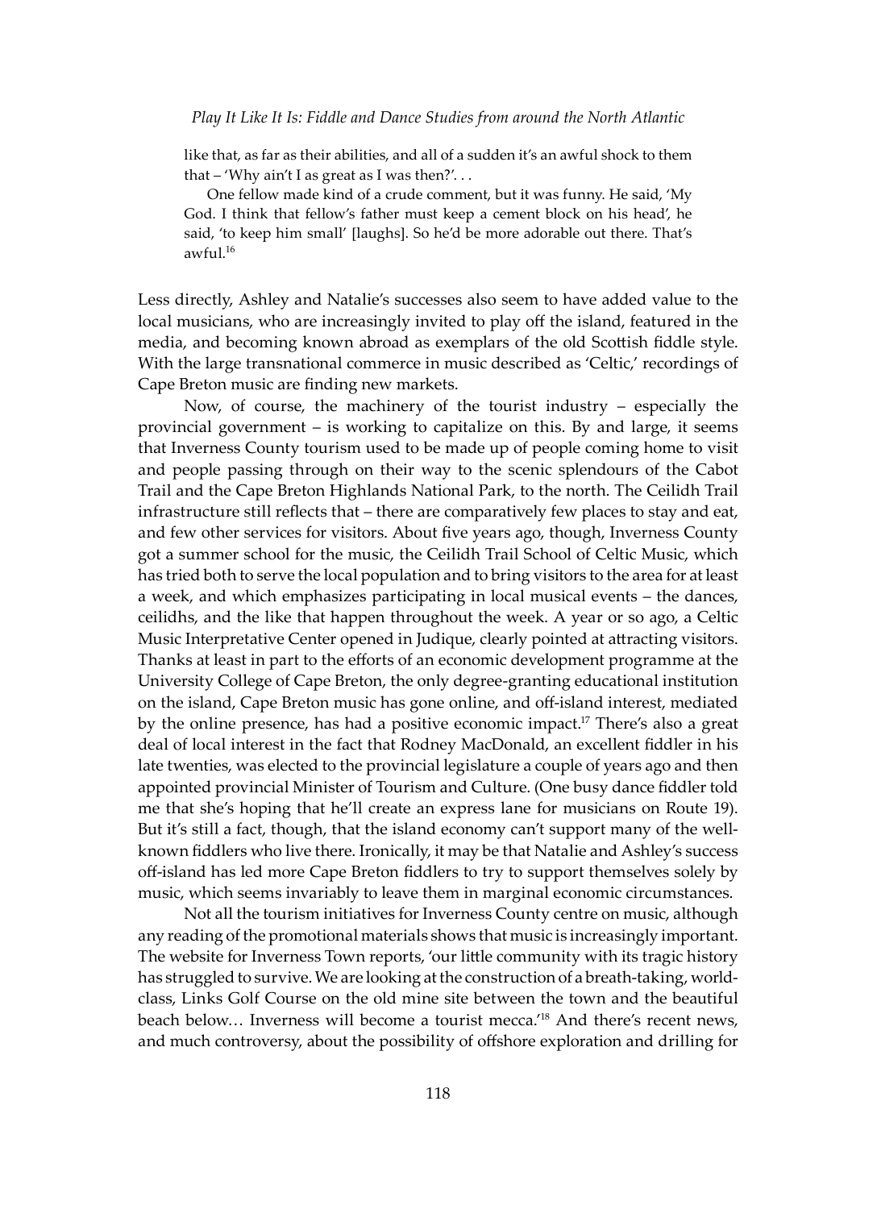like that, as far as their abilities, and all of a sudden it's an awful shock to them that – 'Why ain't I as great as I was then?'. . .

One fellow made kind of a crude comment, but it was funny. He said, 'My God. I think that fellow's father must keep a cement block on his head', he said, 'to keep him small' [laughs]. So he'd be more adorable out there. That's awful.[16]

Less directly, Ashley and Natalie's successes also seem to have added value to the local musicians, who are increasingly invited to play off the island, featured in the media, and becoming known abroad as exemplars of the old Scottish fiddle style. With the large transnational commerce in music described as 'Celtic,' recordings of Cape Breton music are finding new markets.

Now, of course, the machinery of the tourist industry – especially the provincial government – is working to capitalize on this. By and large, it seems that Inverness County tourism used to be made up of people coming home to visit and people passing through on their way to the scenic splendours of the Cabot Trail and the Cape Breton Highlands National Park, to the north. The Ceilidh Trail infrastructure still reflects that – there are comparatively few places to stay and eat, and few other services for visitors. About five years ago, though, Inverness County got a summer school for the music, the Ceilidh Trail School of Celtic Music, which has tried both to serve the local population and to bring visitors to the area for at least a week, and which emphasizes participating in local musical events – the dances, ceilidhs, and the like that happen throughout the week. A year or so ago, a Celtic Music Interpretative Center opened in Judique, clearly pointed at attracting visitors. Thanks at least in part to the efforts of an economic development programme at the University College of Cape Breton, the only degree-granting educational institution on the island, Cape Breton music has gone online, and off-island interest, mediated by the online presence, has had a positive economic impact.[17] There's also a great deal of local interest in the fact that Rodney MacDonald, an excellent fiddler in his late twenties, was elected to the provincial legislature a couple of years ago and then appointed provincial Minister of Tourism and Culture. (One busy dance fiddler told me that she's hoping that he'll create an express lane for musicians on Route 19). But it's still a fact, though, that the island economy can't support many of the well-known fiddlers who live there. Ironically, it may be that Natalie and Ashley's success off-island has led more Cape Breton fiddlers to try to support themselves solely by music, which seems invariably to leave them in marginal economic circumstances.

Not all the tourism initiatives for Inverness County centre on music, although any reading of the promotional materials shows that music is increasingly important. The website for Inverness Town reports, 'our little community with its tragic history has struggled to survive. We are looking at the construction of a breath-taking, world-class, Links Golf Course on the old mine site between the town and the beautiful beach below… Inverness will become a tourist mecca.'[18] And there's recent news, and much controversy, about the possibility of offshore exploration and drilling for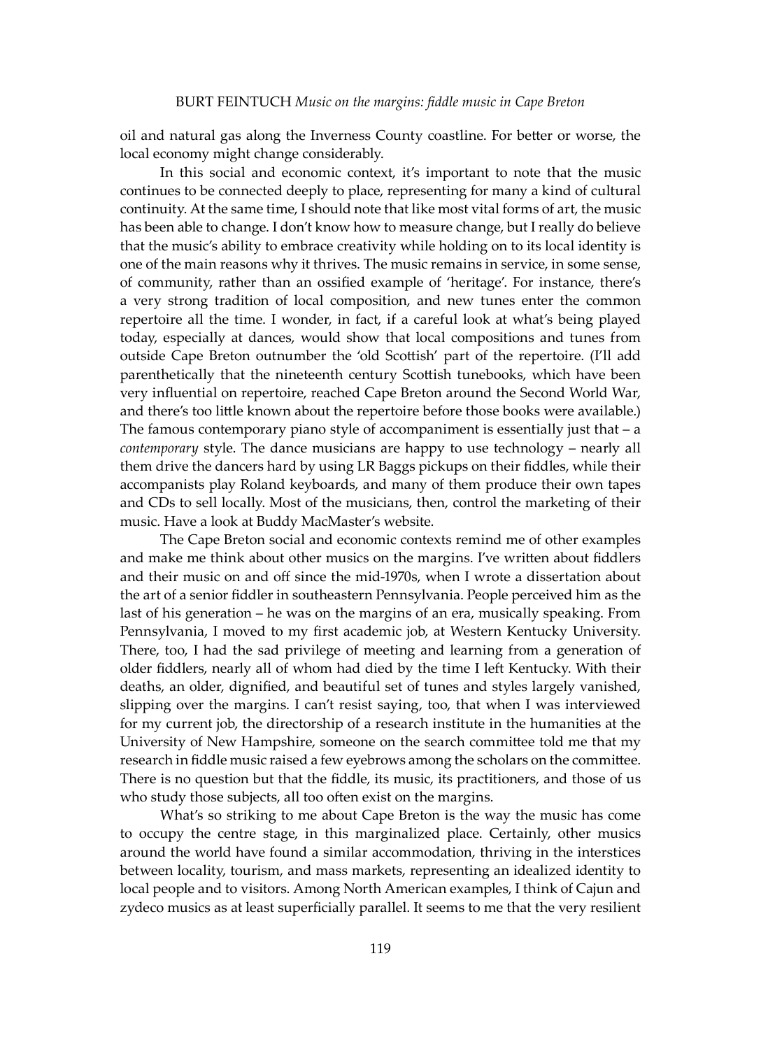oil and natural gas along the Inverness County coastline. For better or worse, the local economy might change considerably.

In this social and economic context, it's important to note that the music continues to be connected deeply to place, representing for many a kind of cultural continuity. At the same time, I should note that like most vital forms of art, the music has been able to change. I don't know how to measure change, but I really do believe that the music's ability to embrace creativity while holding on to its local identity is one of the main reasons why it thrives. The music remains in service, in some sense, of community, rather than an ossified example of 'heritage'. For instance, there's a very strong tradition of local composition, and new tunes enter the common repertoire all the time. I wonder, in fact, if a careful look at what's being played today, especially at dances, would show that local compositions and tunes from outside Cape Breton outnumber the 'old Scottish' part of the repertoire. (I'll add parenthetically that the nineteenth century Scottish tunebooks, which have been very influential on repertoire, reached Cape Breton around the Second World War, and there's too little known about the repertoire before those books were available.) The famous contemporary piano style of accompaniment is essentially just that – a *contemporary* style. The dance musicians are happy to use technology – nearly all them drive the dancers hard by using LR Baggs pickups on their fiddles, while their accompanists play Roland keyboards, and many of them produce their own tapes and CDs to sell locally. Most of the musicians, then, control the marketing of their music. Have a look at Buddy MacMaster's website.

The Cape Breton social and economic contexts remind me of other examples and make me think about other musics on the margins. I've written about fiddlers and their music on and off since the mid-1970s, when I wrote a dissertation about the art of a senior fiddler in southeastern Pennsylvania. People perceived him as the last of his generation – he was on the margins of an era, musically speaking. From Pennsylvania, I moved to my first academic job, at Western Kentucky University. There, too, I had the sad privilege of meeting and learning from a generation of older fiddlers, nearly all of whom had died by the time I left Kentucky. With their deaths, an older, dignified, and beautiful set of tunes and styles largely vanished, slipping over the margins. I can't resist saying, too, that when I was interviewed for my current job, the directorship of a research institute in the humanities at the University of New Hampshire, someone on the search committee told me that my research in fiddle music raised a few eyebrows among the scholars on the committee. There is no question but that the fiddle, its music, its practitioners, and those of us who study those subjects, all too often exist on the margins.

What's so striking to me about Cape Breton is the way the music has come to occupy the centre stage, in this marginalized place. Certainly, other musics around the world have found a similar accommodation, thriving in the interstices between locality, tourism, and mass markets, representing an idealized identity to local people and to visitors. Among North American examples, I think of Cajun and zydeco musics as at least superficially parallel. It seems to me that the very resilient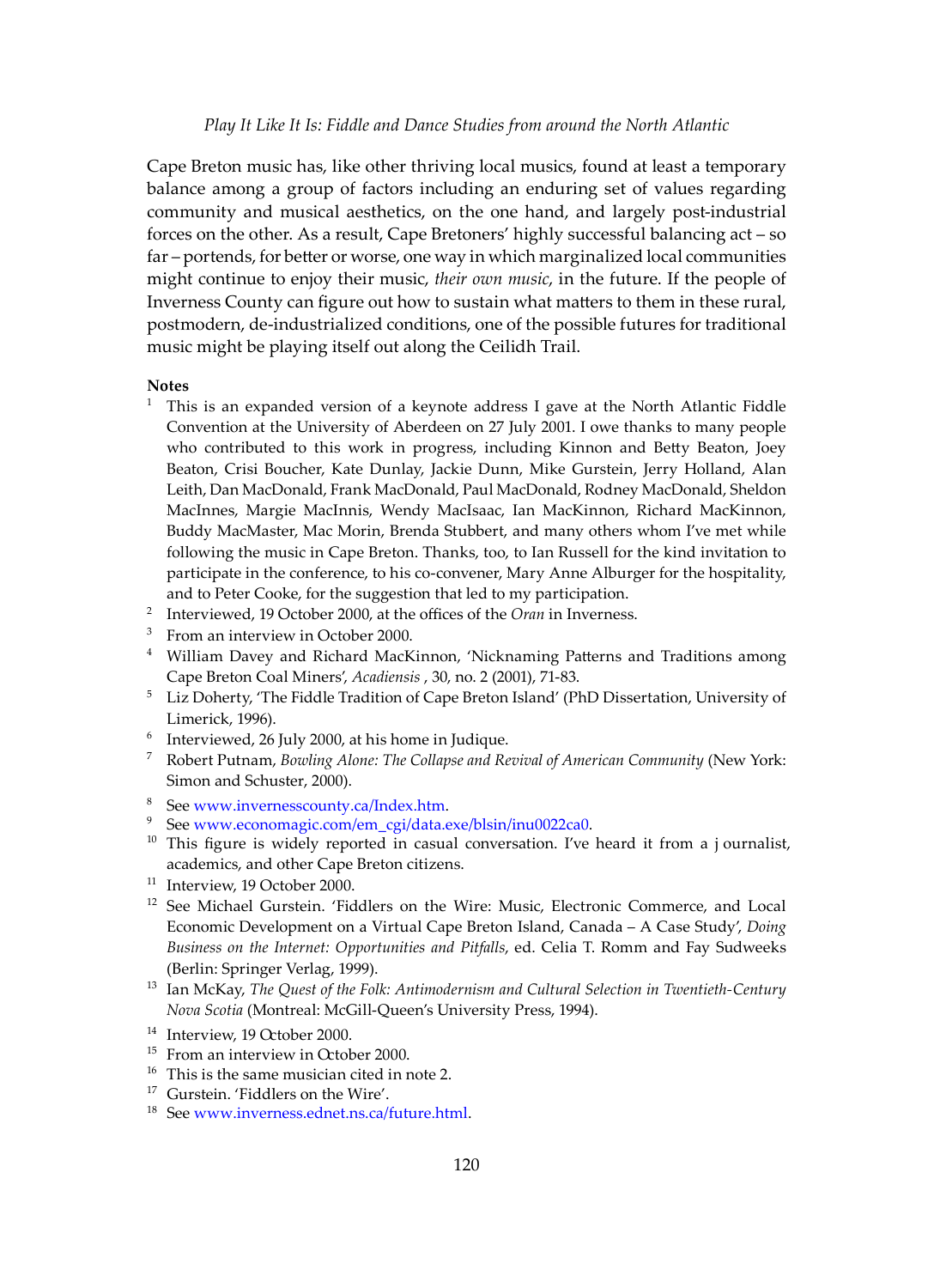Cape Breton music has, like other thriving local musics, found at least a temporary balance among a group of factors including an enduring set of values regarding community and musical aesthetics, on the one hand, and largely post-industrial forces on the other. As a result, Cape Bretoners' highly successful balancing act – so far – portends, for better or worse, one way in which marginalized local communities might continue to enjoy their music, *their own music*, in the future. If the people of Inverness County can figure out how to sustain what matters to them in these rural, postmodern, de-industrialized conditions, one of the possible futures for traditional music might be playing itself out along the Ceilidh Trail.

**Notes**

1. This is an expanded version of a keynote address I gave at the North Atlantic Fiddle Convention at the University of Aberdeen on 27 July 2001. I owe thanks to many people who contributed to this work in progress, including Kinnon and Betty Beaton, Joey Beaton, Crisi Boucher, Kate Dunlay, Jackie Dunn, Mike Gurstein, Jerry Holland, Alan Leith, Dan MacDonald, Frank MacDonald, Paul MacDonald, Rodney MacDonald, Sheldon MacInnes, Margie MacInnis, Wendy MacIsaac, Ian MacKinnon, Richard MacKinnon, Buddy MacMaster, Mac Morin, Brenda Stubbert, and many others whom I've met while following the music in Cape Breton. Thanks, too, to Ian Russell for the kind invitation to participate in the conference, to his co-convener, Mary Anne Alburger for the hospitality, and to Peter Cooke, for the suggestion that led to my participation.
2. Interviewed, 19 October 2000, at the offices of the *Oran* in Inverness.
3. From an interview in October 2000.
4. William Davey and Richard MacKinnon, 'Nicknaming Patterns and Traditions among Cape Breton Coal Miners', *Acadiensis* , 30, no. 2 (2001), 71-83.
5. Liz Doherty, 'The Fiddle Tradition of Cape Breton Island' (PhD Dissertation, University of Limerick, 1996).
6. Interviewed, 26 July 2000, at his home in Judique.
7. Robert Putnam, *Bowling Alone: The Collapse and Revival of American Community* (New York: Simon and Schuster, 2000).
8. See www.invernesscounty.ca/Index.htm.
9. See www.economagic.com/em_cgi/data.exe/blsin/inu0022ca0.
10. This figure is widely reported in casual conversation. I've heard it from a j ournalist, academics, and other Cape Breton citizens.
11. Interview, 19 October 2000.
12. See Michael Gurstein. 'Fiddlers on the Wire: Music, Electronic Commerce, and Local Economic Development on a Virtual Cape Breton Island, Canada – A Case Study', *Doing Business on the Internet: Opportunities and Pitfalls*, ed. Celia T. Romm and Fay Sudweeks (Berlin: Springer Verlag, 1999).
13. Ian McKay, *The Quest of the Folk: Antimodernism and Cultural Selection in Twentieth-Century Nova Scotia* (Montreal: McGill-Queen's University Press, 1994).
14. Interview, 19 October 2000.
15. From an interview in October 2000.
16. This is the same musician cited in note 2.
17. Gurstein. 'Fiddlers on the Wire'.
18. See www.inverness.ednet.ns.ca/future.html.